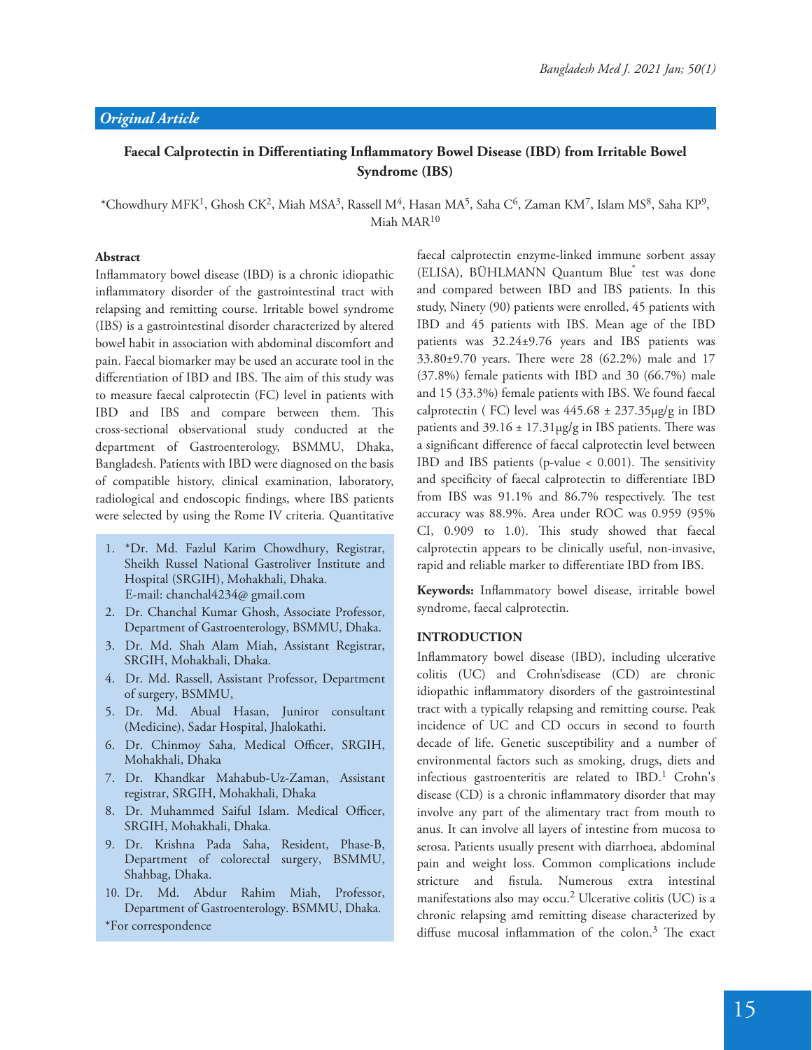*Original Article*

# Faecal Calprotectin in Differentiating Inflammatory Bowel Disease (IBD) from Irritable Bowel Syndrome (IBS)

*Chowdhury MFK[1], Ghosh CK[2], Miah MSA[3], Rassell M[4], Hasan MA[5], Saha C[6], Zaman KM[7], Islam MS[8], Saha KP[9], Miah MAR[10]

## Abstract

Inflammatory bowel disease (IBD) is a chronic idiopathic inflammatory disorder of the gastrointestinal tract with relapsing and remitting course. Irritable bowel syndrome (IBS) is a gastrointestinal disorder characterized by altered bowel habit in association with abdominal discomfort and pain. Faecal biomarker may be used an accurate tool in the differentiation of IBD and IBS. The aim of this study was to measure faecal calprotectin (FC) level in patients with IBD and IBS and compare between them. This cross-sectional observational study conducted at the department of Gastroenterology, BSMMU, Dhaka, Bangladesh. Patients with IBD were diagnosed on the basis of compatible history, clinical examination, laboratory, radiological and endoscopic findings, where IBS patients were selected by using the Rome IV criteria. Quantitative faecal calprotectin enzyme-linked immune sorbent assay (ELISA), BÜHLMANN Quantum Blue® test was done and compared between IBD and IBS patients. In this study, Ninety (90) patients were enrolled, 45 patients with IBD and 45 patients with IBS. Mean age of the IBD patients was 32.24±9.76 years and IBS patients was 33.80±9.70 years. There were 28 (62.2%) male and 17 (37.8%) female patients with IBD and 30 (66.7%) male and 15 (33.3%) female patients with IBS. We found faecal calprotectin ( FC) level was 445.68 ± 237.35μg/g in IBD patients and 39.16 ± 17.31μg/g in IBS patients. There was a significant difference of faecal calprotectin level between IBD and IBS patients (p-value < 0.001). The sensitivity and specificity of faecal calprotectin to differentiate IBD from IBS was 91.1% and 86.7% respectively. The test accuracy was 88.9%. Area under ROC was 0.959 (95% CI, 0.909 to 1.0). This study showed that faecal calprotectin appears to be clinically useful, non-invasive, rapid and reliable marker to differentiate IBD from IBS.

**Keywords:** Inflammatory bowel disease, irritable bowel syndrome, faecal calprotectin.

1. *Dr. Md. Fazlul Karim Chowdhury, Registrar, Sheikh Russel National Gastroliver Institute and Hospital (SRGIH), Mohakhali, Dhaka. E-mail: chanchal4234@ gmail.com
2. Dr. Chanchal Kumar Ghosh, Associate Professor, Department of Gastroenterology, BSMMU, Dhaka.
3. Dr. Md. Shah Alam Miah, Assistant Registrar, SRGIH, Mohakhali, Dhaka.
4. Dr. Md. Rassell, Assistant Professor, Department of surgery, BSMMU,
5. Dr. Md. Abual Hasan, Juniror consultant (Medicine), Sadar Hospital, Jhalokathi.
6. Dr. Chinmoy Saha, Medical Officer, SRGIH, Mohakhali, Dhaka
7. Dr. Khandkar Mahabub-Uz-Zaman, Assistant registrar, SRGIH, Mohakhali, Dhaka
8. Dr. Muhammed Saiful Islam. Medical Officer, SRGIH, Mohakhali, Dhaka.
9. Dr. Krishna Pada Saha, Resident, Phase-B, Department of colorectal surgery, BSMMU, Shahbag, Dhaka.
10. Dr. Md. Abdur Rahim Miah, Professor, Department of Gastroenterology. BSMMU, Dhaka.

*For correspondence

## INTRODUCTION

Inflammatory bowel disease (IBD), including ulcerative colitis (UC) and Crohn'sdisease (CD) are chronic idiopathic inflammatory disorders of the gastrointestinal tract with a typically relapsing and remitting course. Peak incidence of UC and CD occurs in second to fourth decade of life. Genetic susceptibility and a number of environmental factors such as smoking, drugs, diets and infectious gastroenteritis are related to IBD.[1] Crohn's disease (CD) is a chronic inflammatory disorder that may involve any part of the alimentary tract from mouth to anus. It can involve all layers of intestine from mucosa to serosa. Patients usually present with diarrhoea, abdominal pain and weight loss. Common complications include stricture and fistula. Numerous extra intestinal manifestations also may occu.[2] Ulcerative colitis (UC) is a chronic relapsing amd remitting disease characterized by diffuse mucosal inflammation of the colon.[3] The exact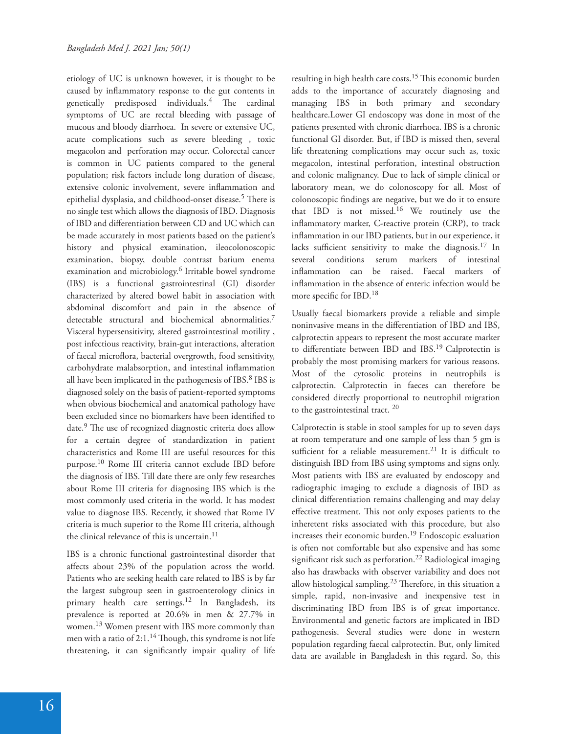etiology of UC is unknown however, it is thought to be caused by inflammatory response to the gut contents in genetically predisposed individuals.[4] The cardinal symptoms of UC are rectal bleeding with passage of mucous and bloody diarrhoea. In severe or extensive UC, acute complications such as severe bleeding , toxic megacolon and perforation may occur. Colorectal cancer is common in UC patients compared to the general population; risk factors include long duration of disease, extensive colonic involvement, severe inflammation and epithelial dysplasia, and childhood-onset disease.[5] There is no single test which allows the diagnosis of IBD. Diagnosis of IBD and differentiation between CD and UC which can be made accurately in most patients based on the patient's history and physical examination, ileocolonoscopic examination, biopsy, double contrast barium enema examination and microbiology.[6] Irritable bowel syndrome (IBS) is a functional gastrointestinal (GI) disorder characterized by altered bowel habit in association with abdominal discomfort and pain in the absence of detectable structural and biochemical abnormalities.[7] Visceral hypersensitivity, altered gastrointestinal motility , post infectious reactivity, brain-gut interactions, alteration of faecal microflora, bacterial overgrowth, food sensitivity, carbohydrate malabsorption, and intestinal inflammation all have been implicated in the pathogenesis of IBS.[8] IBS is diagnosed solely on the basis of patient-reported symptoms when obvious biochemical and anatomical pathology have been excluded since no biomarkers have been identified to date.[9] The use of recognized diagnostic criteria does allow for a certain degree of standardization in patient characteristics and Rome III are useful resources for this purpose.[10] Rome III criteria cannot exclude IBD before the diagnosis of IBS. Till date there are only few researches about Rome III criteria for diagnosing IBS which is the most commonly used criteria in the world. It has modest value to diagnose IBS. Recently, it showed that Rome IV criteria is much superior to the Rome III criteria, although the clinical relevance of this is uncertain.[11]

IBS is a chronic functional gastrointestinal disorder that affects about 23% of the population across the world. Patients who are seeking health care related to IBS is by far the largest subgroup seen in gastroenterology clinics in primary health care settings.[12] In Bangladesh, its prevalence is reported at 20.6% in men & 27.7% in women.[13] Women present with IBS more commonly than men with a ratio of 2:1.[14] Though, this syndrome is not life threatening, it can significantly impair quality of life resulting in high health care costs.[15] This economic burden adds to the importance of accurately diagnosing and managing IBS in both primary and secondary healthcare.Lower GI endoscopy was done in most of the patients presented with chronic diarrhoea. IBS is a chronic functional GI disorder. But, if IBD is missed then, several life threatening complications may occur such as, toxic megacolon, intestinal perforation, intestinal obstruction and colonic malignancy. Due to lack of simple clinical or laboratory mean, we do colonoscopy for all. Most of colonoscopic findings are negative, but we do it to ensure that IBD is not missed.[16] We routinely use the inflammatory marker, C-reactive protein (CRP), to track inflammation in our IBD patients, but in our experience, it lacks sufficient sensitivity to make the diagnosis.[17] In several conditions serum markers of intestinal inflammation can be raised. Faecal markers of inflammation in the absence of enteric infection would be more specific for IBD.[18]

Usually faecal biomarkers provide a reliable and simple noninvasive means in the differentiation of IBD and IBS, calprotectin appears to represent the most accurate marker to differentiate between IBD and IBS.[19] Calprotectin is probably the most promising markers for various reasons. Most of the cytosolic proteins in neutrophils is calprotectin. Calprotectin in faeces can therefore be considered directly proportional to neutrophil migration to the gastrointestinal tract.[20]

Calprotectin is stable in stool samples for up to seven days at room temperature and one sample of less than 5 gm is sufficient for a reliable measurement.[21] It is difficult to distinguish IBD from IBS using symptoms and signs only. Most patients with IBS are evaluated by endoscopy and radiographic imaging to exclude a diagnosis of IBD as clinical differentiation remains challenging and may delay effective treatment. This not only exposes patients to the inheretent risks associated with this procedure, but also increases their economic burden.[19] Endoscopic evaluation is often not comfortable but also expensive and has some significant risk such as perforation.[22] Radiological imaging also has drawbacks with observer variability and does not allow histological sampling.[23] Therefore, in this situation a simple, rapid, non-invasive and inexpensive test in discriminating IBD from IBS is of great importance. Environmental and genetic factors are implicated in IBD pathogenesis. Several studies were done in western population regarding faecal calprotectin. But, only limited data are available in Bangladesh in this regard. So, this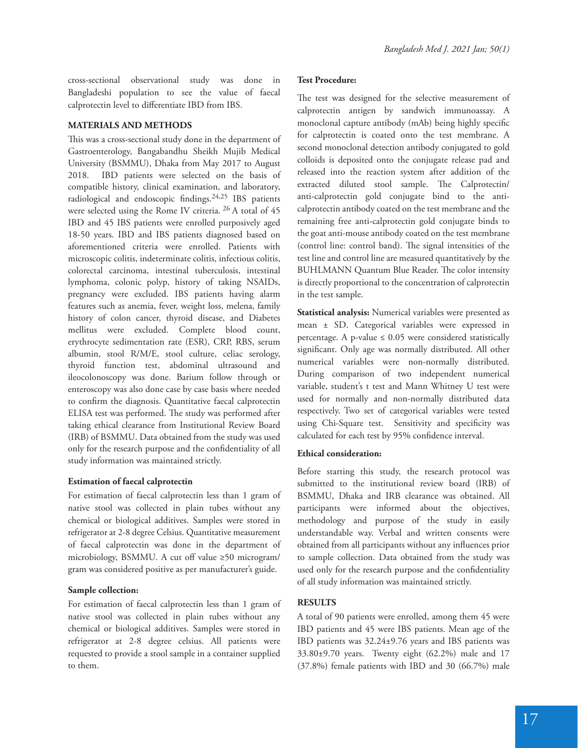cross-sectional observational study was done in Bangladeshi population to see the value of faecal calprotectin level to differentiate IBD from IBS.

## MATERIALS AND METHODS

This was a cross-sectional study done in the department of Gastroenterology, Bangabandhu Sheikh Mujib Medical University (BSMMU), Dhaka from May 2017 to August 2018. IBD patients were selected on the basis of compatible history, clinical examination, and laboratory, radiological and endoscopic findings.[24,25] IBS patients were selected using the Rome IV criteria. [26] A total of 45 IBD and 45 IBS patients were enrolled purposively aged 18-50 years. IBD and IBS patients diagnosed based on aforementioned criteria were enrolled. Patients with microscopic colitis, indeterminate colitis, infectious colitis, colorectal carcinoma, intestinal tuberculosis, intestinal lymphoma, colonic polyp, history of taking NSAIDs, pregnancy were excluded. IBS patients having alarm features such as anemia, fever, weight loss, melena, family history of colon cancer, thyroid disease, and Diabetes mellitus were excluded. Complete blood count, erythrocyte sedimentation rate (ESR), CRP, RBS, serum albumin, stool R/M/E, stool culture, celiac serology, thyroid function test, abdominal ultrasound and ileocolonoscopy was done. Barium follow through or enteroscopy was also done case by case basis where needed to confirm the diagnosis. Quantitative faecal calprotectin ELISA test was performed. The study was performed after taking ethical clearance from Institutional Review Board (IRB) of BSMMU. Data obtained from the study was used only for the research purpose and the confidentiality of all study information was maintained strictly.

### Estimation of faecal calprotectin

For estimation of faecal calprotectin less than 1 gram of native stool was collected in plain tubes without any chemical or biological additives. Samples were stored in refrigerator at 2-8 degree Celsius. Quantitative measurement of faecal calprotectin was done in the department of microbiology, BSMMU. A cut off value ≥50 microgram/gram was considered positive as per manufacturer's guide.

### Sample collection:

For estimation of faecal calprotectin less than 1 gram of native stool was collected in plain tubes without any chemical or biological additives. Samples were stored in refrigerator at 2-8 degree celsius. All patients were requested to provide a stool sample in a container supplied to them.

### Test Procedure:

The test was designed for the selective measurement of calprotectin antigen by sandwich immunoassay. A monoclonal capture antibody (mAb) being highly specific for calprotectin is coated onto the test membrane. A second monoclonal detection antibody conjugated to gold colloids is deposited onto the conjugate release pad and released into the reaction system after addition of the extracted diluted stool sample. The Calprotectin/ anti-calprotectin gold conjugate bind to the anti-calprotectin antibody coated on the test membrane and the remaining free anti-calprotectin gold conjugate binds to the goat anti-mouse antibody coated on the test membrane (control line: control band). The signal intensities of the test line and control line are measured quantitatively by the BUHLMANN Quantum Blue Reader. The color intensity is directly proportional to the concentration of calprotectin in the test sample.

**Statistical analysis:** Numerical variables were presented as mean ± SD. Categorical variables were expressed in percentage. A p-value ≤ 0.05 were considered statistically significant. Only age was normally distributed. All other numerical variables were non-normally distributed. During comparison of two independent numerical variable, student's t test and Mann Whitney U test were used for normally and non-normally distributed data respectively. Two set of categorical variables were tested using Chi-Square test. Sensitivity and specificity was calculated for each test by 95% confidence interval.

### Ethical consideration:

Before starting this study, the research protocol was submitted to the institutional review board (IRB) of BSMMU, Dhaka and IRB clearance was obtained. All participants were informed about the objectives, methodology and purpose of the study in easily understandable way. Verbal and written consents were obtained from all participants without any influences prior to sample collection. Data obtained from the study was used only for the research purpose and the confidentiality of all study information was maintained strictly.

## RESULTS

A total of 90 patients were enrolled, among them 45 were IBD patients and 45 were IBS patients. Mean age of the IBD patients was 32.24±9.76 years and IBS patients was 33.80±9.70 years. Twenty eight (62.2%) male and 17 (37.8%) female patients with IBD and 30 (66.7%) male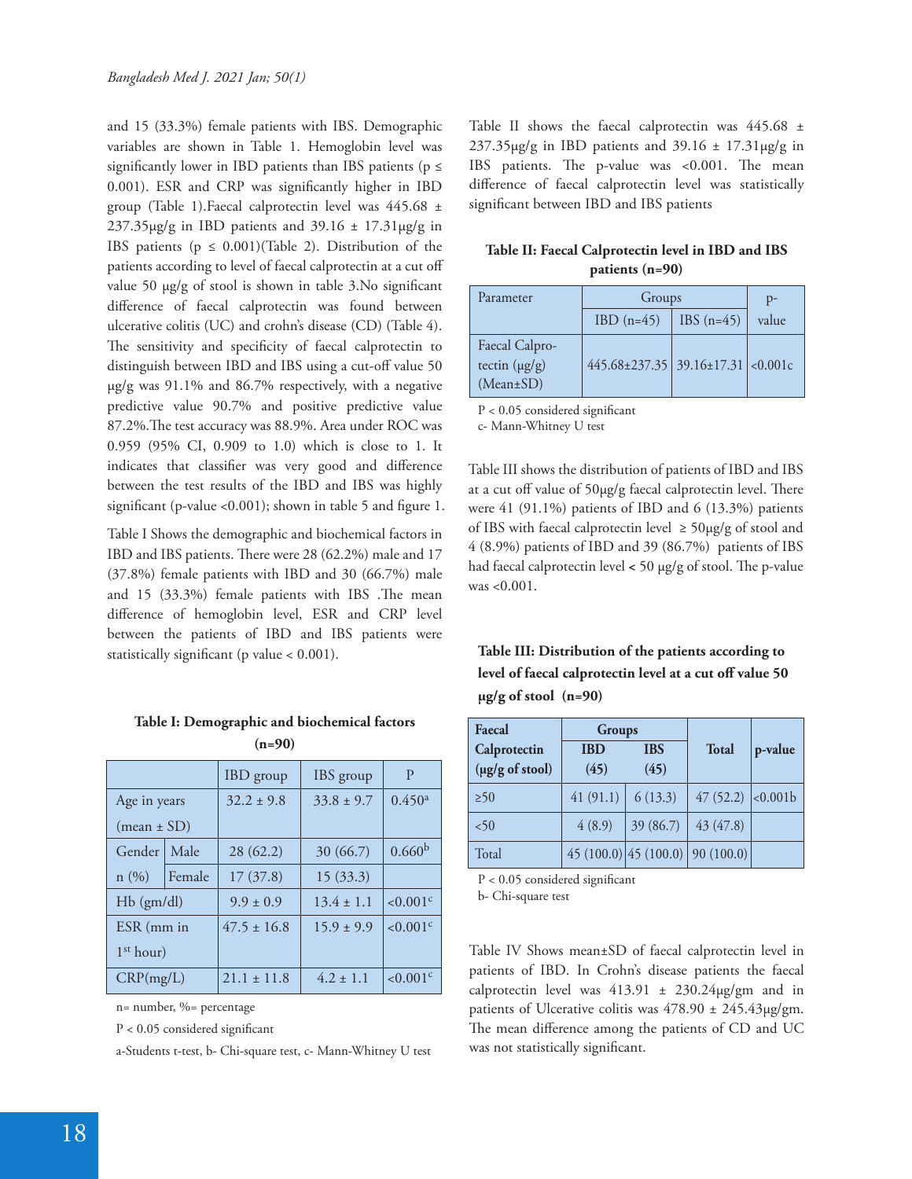and 15 (33.3%) female patients with IBS. Demographic variables are shown in Table 1. Hemoglobin level was significantly lower in IBD patients than IBS patients ($p \leq 0.001$). ESR and CRP was significantly higher in IBD group (Table 1).Faecal calprotectin level was 445.68 ± 237.35μg/g in IBD patients and 39.16 ± 17.31μg/g in IBS patients ($p \leq 0.001$)(Table 2). Distribution of the patients according to level of faecal calprotectin at a cut off value 50 μg/g of stool is shown in table 3.No significant difference of faecal calprotectin was found between ulcerative colitis (UC) and crohn's disease (CD) (Table 4). The sensitivity and specificity of faecal calprotectin to distinguish between IBD and IBS using a cut-off value 50 μg/g was 91.1% and 86.7% respectively, with a negative predictive value 90.7% and positive predictive value 87.2%.The test accuracy was 88.9%. Area under ROC was 0.959 (95% CI, 0.909 to 1.0) which is close to 1. It indicates that classifier was very good and difference between the test results of the IBD and IBS was highly significant (p-value <0.001); shown in table 5 and figure 1.

Table I Shows the demographic and biochemical factors in IBD and IBS patients. There were 28 (62.2%) male and 17 (37.8%) female patients with IBD and 30 (66.7%) male and 15 (33.3%) female patients with IBS .The mean difference of hemoglobin level, ESR and CRP level between the patients of IBD and IBS patients were statistically significant (p value < 0.001).

**Table I: Demographic and biochemical factors (n=90)**

| | | IBD group | IBS group | P |
|---|---|---|---|---|
| Age in years (mean ± SD) | | 32.2 ± 9.8 | 33.8 ± 9.7 | 0.450[a] |
| Gender n (%) | Male | 28 (62.2) | 30 (66.7) | 0.660[b] |
| | Female | 17 (37.8) | 15 (33.3) | |
| Hb (gm/dl) | | 9.9 ± 0.9 | 13.4 ± 1.1 | <0.001[c] |
| ESR (mm in 1st hour) | | 47.5 ± 16.8 | 15.9 ± 9.9 | <0.001[c] |
| CRP(mg/L) | | 21.1 ± 11.8 | 4.2 ± 1.1 | <0.001[c] |

n= number, %= percentage

P < 0.05 considered significant

a-Students t-test, b- Chi-square test, c- Mann-Whitney U test

Table II shows the faecal calprotectin was 445.68 ± 237.35μg/g in IBD patients and 39.16 ± 17.31μg/g in IBS patients. The p-value was <0.001. The mean difference of faecal calprotectin level was statistically significant between IBD and IBS patients

**Table II: Faecal Calprotectin level in IBD and IBS patients (n=90)**

| Parameter | Groups | | p-value |
|---|---|---|---|
| | IBD (n=45) | IBS (n=45) | |
| Faecal Calprotectin (μg/g) (Mean±SD) | 445.68±237.35 | 39.16±17.31 | <0.001c |

P < 0.05 considered significant

c- Mann-Whitney U test

Table III shows the distribution of patients of IBD and IBS at a cut off value of 50μg/g faecal calprotectin level. There were 41 (91.1%) patients of IBD and 6 (13.3%) patients of IBS with faecal calprotectin level ≥ 50μg/g of stool and 4 (8.9%) patients of IBD and 39 (86.7%) patients of IBS had faecal calprotectin level **<** 50 μg/g of stool. The p-value was <0.001.

**Table III: Distribution of the patients according to level of faecal calprotectin level at a cut off value 50 μg/g of stool (n=90)**

| Faecal Calprotectin (μg/g of stool) | Groups | | Total | p-value |
|---|---|---|---|---|
| | IBD (45) | IBS (45) | | |
| ≥50 | 41 (91.1) | 6 (13.3) | 47 (52.2) | <0.001b |
| <50 | 4 (8.9) | 39 (86.7) | 43 (47.8) | |
| Total | 45 (100.0) | 45 (100.0) | 90 (100.0) | |

P < 0.05 considered significant

b- Chi-square test

Table IV Shows mean±SD of faecal calprotectin level in patients of IBD. In Crohn's disease patients the faecal calprotectin level was 413.91 ± 230.24μg/gm and in patients of Ulcerative colitis was 478.90 ± 245.43μg/gm. The mean difference among the patients of CD and UC was not statistically significant.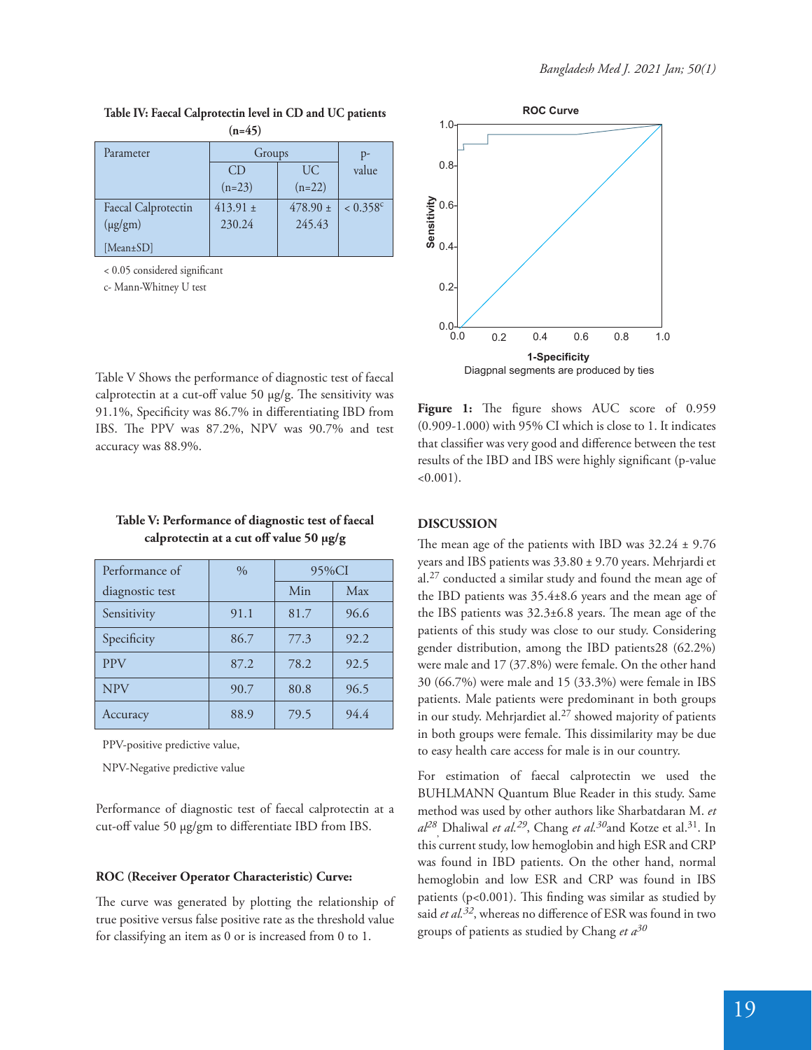**Table IV: Faecal Calprotectin level in CD and UC patients (n=45)**

| Parameter | Groups | | p-value |
|---|---|---|---|
| | CD (n=23) | UC (n=22) | |
| Faecal Calprotectin (μg/gm) [Mean±SD] | 413.91 ± 230.24 | 478.90 ± 245.43 | < 0.358[c] |

< 0.05 considered significant

c- Mann-Whitney U test

Table V Shows the performance of diagnostic test of faecal calprotectin at a cut-off value 50 μg/g. The sensitivity was 91.1%, Specificity was 86.7% in differentiating IBD from IBS. The PPV was 87.2%, NPV was 90.7% and test accuracy was 88.9%.

**Table V: Performance of diagnostic test of faecal calprotectin at a cut off value 50 μg/g**

| Performance of diagnostic test | % | 95%CI | |
|---|---|---|---|
| | | Min | Max |
| Sensitivity | 91.1 | 81.7 | 96.6 |
| Specificity | 86.7 | 77.3 | 92.2 |
| PPV | 87.2 | 78.2 | 92.5 |
| NPV | 90.7 | 80.8 | 96.5 |
| Accuracy | 88.9 | 79.5 | 94.4 |

PPV-positive predictive value,

NPV-Negative predictive value

Performance of diagnostic test of faecal calprotectin at a cut-off value 50 μg/gm to differentiate IBD from IBS.

**ROC (Receiver Operator Characteristic) Curve:**

The curve was generated by plotting the relationship of true positive versus false positive rate as the threshold value for classifying an item as 0 or is increased from 0 to 1.

ROC Curve

Diagpnal segments are produced by ties

**Figure 1:** The figure shows AUC score of 0.959 (0.909-1.000) with 95% CI which is close to 1. It indicates that classifier was very good and difference between the test results of the IBD and IBS were highly significant (p-value <0.001).

## DISCUSSION

The mean age of the patients with IBD was 32.24 ± 9.76 years and IBS patients was 33.80 ± 9.70 years. Mehrjardi et al.[27] conducted a similar study and found the mean age of the IBD patients was 35.4±8.6 years and the mean age of the IBS patients was 32.3±6.8 years. The mean age of the patients of this study was close to our study. Considering gender distribution, among the IBD patients28 (62.2%) were male and 17 (37.8%) were female. On the other hand 30 (66.7%) were male and 15 (33.3%) were female in IBS patients. Male patients were predominant in both groups in our study. Mehrjardiet al.[27] showed majority of patients in both groups were female. This dissimilarity may be due to easy health care access for male is in our country.

For estimation of faecal calprotectin we used the BUHLMANN Quantum Blue Reader in this study. Same method was used by other authors like Sharbatdaran M. *et al*[28], Dhaliwal *et al.*[29], Chang *et al.*[30]and Kotze et al.[31]. In this current study, low hemoglobin and high ESR and CRP was found in IBD patients. On the other hand, normal hemoglobin and low ESR and CRP was found in IBS patients (p<0.001). This finding was similar as studied by said *et al.*[32], whereas no difference of ESR was found in two groups of patients as studied by Chang *et a*[30]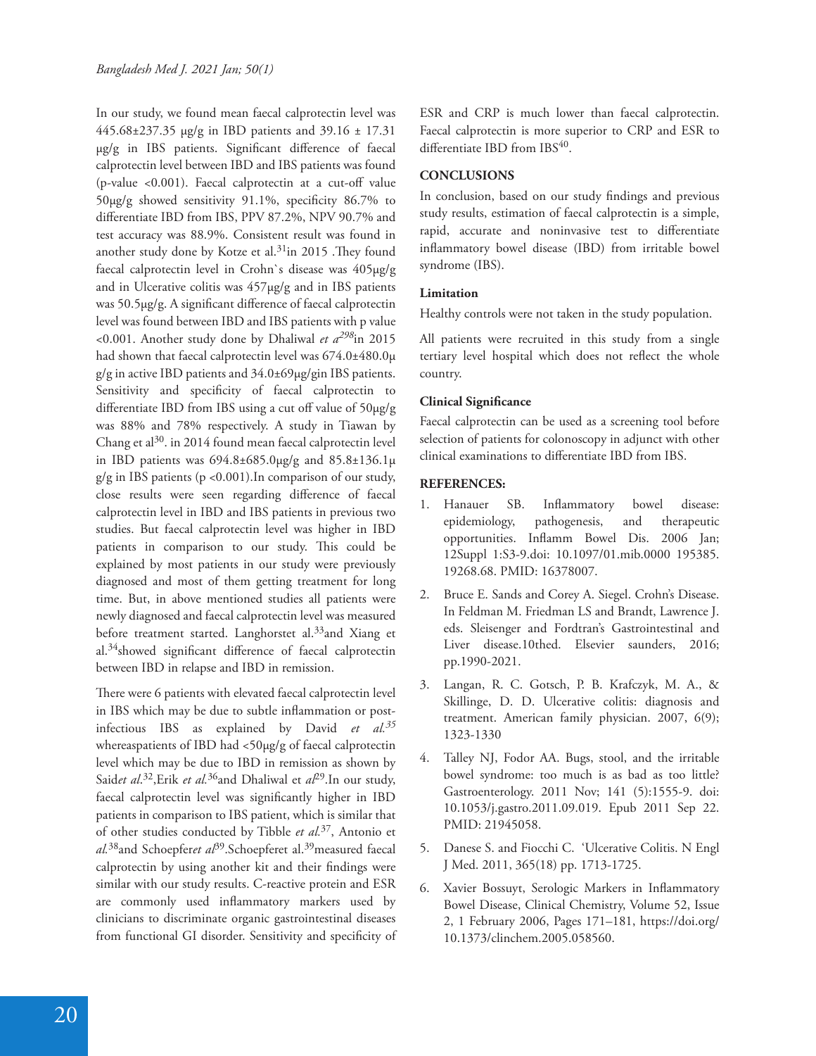In our study, we found mean faecal calprotectin level was 445.68±237.35 μg/g in IBD patients and 39.16 ± 17.31 μg/g in IBS patients. Significant difference of faecal calprotectin level between IBD and IBS patients was found (p-value <0.001). Faecal calprotectin at a cut-off value 50μg/g showed sensitivity 91.1%, specificity 86.7% to differentiate IBD from IBS, PPV 87.2%, NPV 90.7% and test accuracy was 88.9%. Consistent result was found in another study done by Kotze et al.[31]in 2015 .They found faecal calprotectin level in Crohn`s disease was 405μg/g and in Ulcerative colitis was 457μg/g and in IBS patients was 50.5μg/g. A significant difference of faecal calprotectin level was found between IBD and IBS patients with p value <0.001. Another study done by Dhaliwal *et a*[298]in 2015 had shown that faecal calprotectin level was 674.0±480.0μ g/g in active IBD patients and 34.0±69μg/gin IBS patients. Sensitivity and specificity of faecal calprotectin to differentiate IBD from IBS using a cut off value of 50μg/g was 88% and 78% respectively. A study in Tiawan by Chang et al[30]. in 2014 found mean faecal calprotectin level in IBD patients was 694.8±685.0μg/g and 85.8±136.1μ g/g in IBS patients (p <0.001).In comparison of our study, close results were seen regarding difference of faecal calprotectin level in IBD and IBS patients in previous two studies. But faecal calprotectin level was higher in IBD patients in comparison to our study. This could be explained by most patients in our study were previously diagnosed and most of them getting treatment for long time. But, in above mentioned studies all patients were newly diagnosed and faecal calprotectin level was measured before treatment started. Langhorstet al.[33]and Xiang et al.[34]showed significant difference of faecal calprotectin between IBD in relapse and IBD in remission.

There were 6 patients with elevated faecal calprotectin level in IBS which may be due to subtle inflammation or post-infectious IBS as explained by David *et al.*[35] whereaspatients of IBD had <50μg/g of faecal calprotectin level which may be due to IBD in remission as shown by Said*et al*.[32],Erik *et al.*[36]and Dhaliwal et *al*[29].In our study, faecal calprotectin level was significantly higher in IBD patients in comparison to IBS patient, which is similar that of other studies conducted by Tibble *et al.*[37], Antonio et *al.*[38]and Schoepfer*et al*[39].Schoepferet al.[39]measured faecal calprotectin by using another kit and their findings were similar with our study results. C-reactive protein and ESR are commonly used inflammatory markers used by clinicians to discriminate organic gastrointestinal diseases from functional GI disorder. Sensitivity and specificity of ESR and CRP is much lower than faecal calprotectin. Faecal calprotectin is more superior to CRP and ESR to differentiate IBD from IBS[40].

## CONCLUSIONS

In conclusion, based on our study findings and previous study results, estimation of faecal calprotectin is a simple, rapid, accurate and noninvasive test to differentiate inflammatory bowel disease (IBD) from irritable bowel syndrome (IBS).

### Limitation

Healthy controls were not taken in the study population.

All patients were recruited in this study from a single tertiary level hospital which does not reflect the whole country.

### Clinical Significance

Faecal calprotectin can be used as a screening tool before selection of patients for colonoscopy in adjunct with other clinical examinations to differentiate IBD from IBS.

## REFERENCES:

1. Hanauer SB. Inflammatory bowel disease: epidemiology, pathogenesis, and therapeutic opportunities. Inflamm Bowel Dis. 2006 Jan; 12Suppl 1:S3-9.doi: 10.1097/01.mib.0000 195385. 19268.68. PMID: 16378007.
2. Bruce E. Sands and Corey A. Siegel. Crohn's Disease. In Feldman M. Friedman LS and Brandt, Lawrence J. eds. Sleisenger and Fordtran's Gastrointestinal and Liver disease.10thed. Elsevier saunders, 2016; pp.1990-2021.
3. Langan, R. C. Gotsch, P. B. Krafczyk, M. A., & Skillinge, D. D. Ulcerative colitis: diagnosis and treatment. American family physician. 2007, 6(9); 1323-1330
4. Talley NJ, Fodor AA. Bugs, stool, and the irritable bowel syndrome: too much is as bad as too little? Gastroenterology. 2011 Nov; 141 (5):1555-9. doi: 10.1053/j.gastro.2011.09.019. Epub 2011 Sep 22. PMID: 21945058.
5. Danese S. and Fiocchi C. 'Ulcerative Colitis. N Engl J Med. 2011, 365(18) pp. 1713-1725.
6. Xavier Bossuyt, Serologic Markers in Inflammatory Bowel Disease, Clinical Chemistry, Volume 52, Issue 2, 1 February 2006, Pages 171–181, https://doi.org/ 10.1373/clinchem.2005.058560.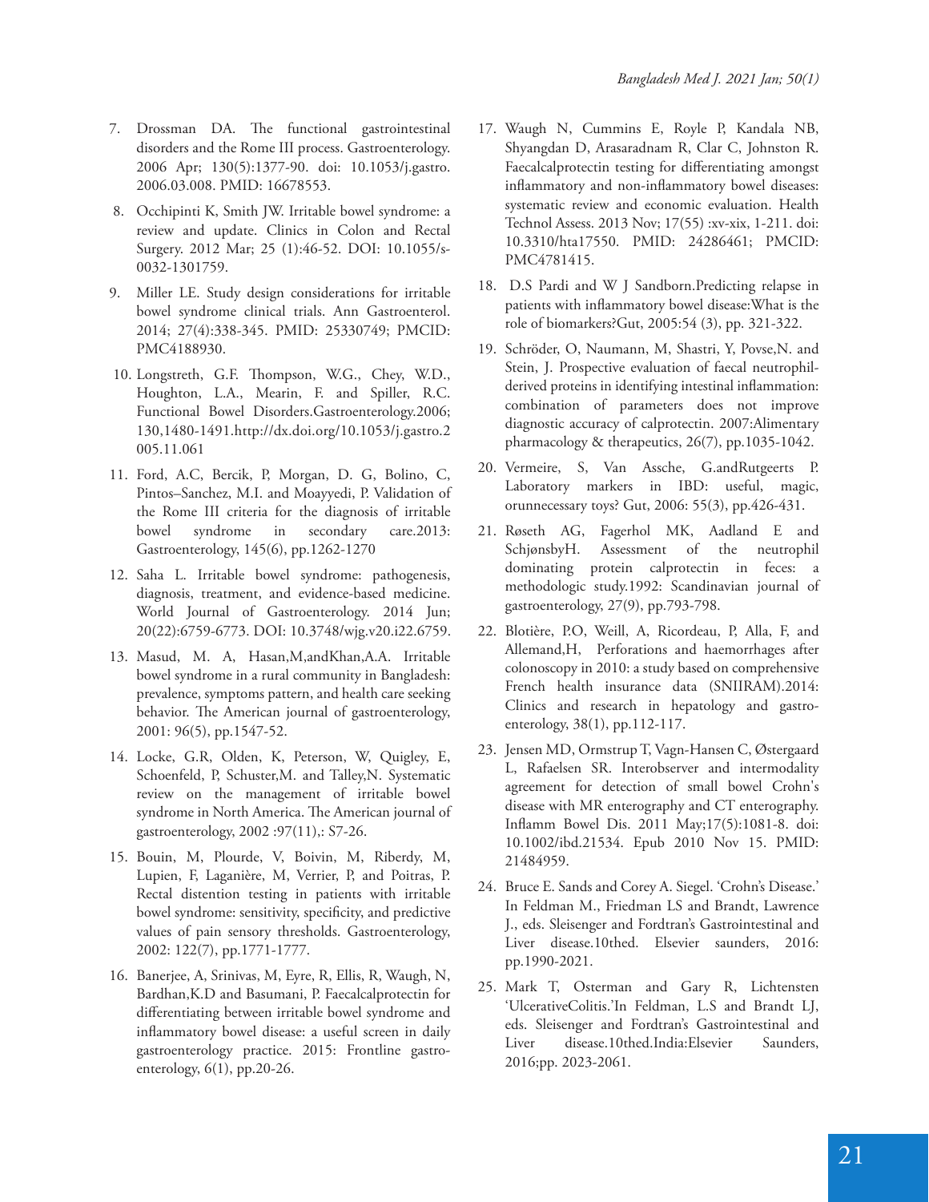7. Drossman DA. The functional gastrointestinal disorders and the Rome III process. Gastroenterology. 2006 Apr; 130(5):1377-90. doi: 10.1053/j.gastro. 2006.03.008. PMID: 16678553.
8. Occhipinti K, Smith JW. Irritable bowel syndrome: a review and update. Clinics in Colon and Rectal Surgery. 2012 Mar; 25 (1):46-52. DOI: 10.1055/s-0032-1301759.
9. Miller LE. Study design considerations for irritable bowel syndrome clinical trials. Ann Gastroenterol. 2014; 27(4):338-345. PMID: 25330749; PMCID: PMC4188930.
10. Longstreth, G.F. Thompson, W.G., Chey, W.D., Houghton, L.A., Mearin, F. and Spiller, R.C. Functional Bowel Disorders.Gastroenterology.2006; 130,1480-1491.http://dx.doi.org/10.1053/j.gastro.2005.11.061
11. Ford, A.C, Bercik, P, Morgan, D. G, Bolino, C, Pintos–Sanchez, M.I. and Moayyedi, P. Validation of the Rome III criteria for the diagnosis of irritable bowel syndrome in secondary care.2013: Gastroenterology, 145(6), pp.1262-1270
12. Saha L. Irritable bowel syndrome: pathogenesis, diagnosis, treatment, and evidence-based medicine. World Journal of Gastroenterology. 2014 Jun; 20(22):6759-6773. DOI: 10.3748/wjg.v20.i22.6759.
13. Masud, M. A, Hasan,M,andKhan,A.A. Irritable bowel syndrome in a rural community in Bangladesh: prevalence, symptoms pattern, and health care seeking behavior. The American journal of gastroenterology, 2001: 96(5), pp.1547-52.
14. Locke, G.R, Olden, K, Peterson, W, Quigley, E, Schoenfeld, P, Schuster,M. and Talley,N. Systematic review on the management of irritable bowel syndrome in North America. The American journal of gastroenterology, 2002 :97(11),: S7-26.
15. Bouin, M, Plourde, V, Boivin, M, Riberdy, M, Lupien, F, Laganière, M, Verrier, P, and Poitras, P. Rectal distention testing in patients with irritable bowel syndrome: sensitivity, specificity, and predictive values of pain sensory thresholds. Gastroenterology, 2002: 122(7), pp.1771-1777.
16. Banerjee, A, Srinivas, M, Eyre, R, Ellis, R, Waugh, N, Bardhan,K.D and Basumani, P. Faecalcalprotectin for differentiating between irritable bowel syndrome and inflammatory bowel disease: a useful screen in daily gastroenterology practice. 2015: Frontline gastroenterology, 6(1), pp.20-26.
17. Waugh N, Cummins E, Royle P, Kandala NB, Shyangdan D, Arasaradnam R, Clar C, Johnston R. Faecalcalprotectin testing for differentiating amongst inflammatory and non-inflammatory bowel diseases: systematic review and economic evaluation. Health Technol Assess. 2013 Nov; 17(55) :xv-xix, 1-211. doi: 10.3310/hta17550. PMID: 24286461; PMCID: PMC4781415.
18. D.S Pardi and W J Sandborn.Predicting relapse in patients with inflammatory bowel disease:What is the role of biomarkers?Gut, 2005:54 (3), pp. 321-322.
19. Schröder, O, Naumann, M, Shastri, Y, Povse,N. and Stein, J. Prospective evaluation of faecal neutrophil-derived proteins in identifying intestinal inflammation: combination of parameters does not improve diagnostic accuracy of calprotectin. 2007:Alimentary pharmacology & therapeutics, 26(7), pp.1035-1042.
20. Vermeire, S, Van Assche, G.andRutgeerts P. Laboratory markers in IBD: useful, magic, orunnecessary toys? Gut, 2006: 55(3), pp.426-431.
21. Røseth AG, Fagerhol MK, Aadland E and SchjønsbyH. Assessment of the neutrophil dominating protein calprotectin in feces: a methodologic study.1992: Scandinavian journal of gastroenterology, 27(9), pp.793-798.
22. Blotière, P.O, Weill, A, Ricordeau, P, Alla, F, and Allemand,H, Perforations and haemorrhages after colonoscopy in 2010: a study based on comprehensive French health insurance data (SNIIRAM).2014: Clinics and research in hepatology and gastroenterology, 38(1), pp.112-117.
23. Jensen MD, Ormstrup T, Vagn-Hansen C, Østergaard L, Rafaelsen SR. Interobserver and intermodality agreement for detection of small bowel Crohn's disease with MR enterography and CT enterography. Inflamm Bowel Dis. 2011 May;17(5):1081-8. doi: 10.1002/ibd.21534. Epub 2010 Nov 15. PMID: 21484959.
24. Bruce E. Sands and Corey A. Siegel. 'Crohn's Disease.' In Feldman M., Friedman LS and Brandt, Lawrence J., eds. Sleisenger and Fordtran's Gastrointestinal and Liver disease.10thed. Elsevier saunders, 2016: pp.1990-2021.
25. Mark T, Osterman and Gary R, Lichtensten 'UlcerativeColitis.'In Feldman, L.S and Brandt LJ, eds. Sleisenger and Fordtran's Gastrointestinal and Liver disease.10thed.India:Elsevier Saunders, 2016;pp. 2023-2061.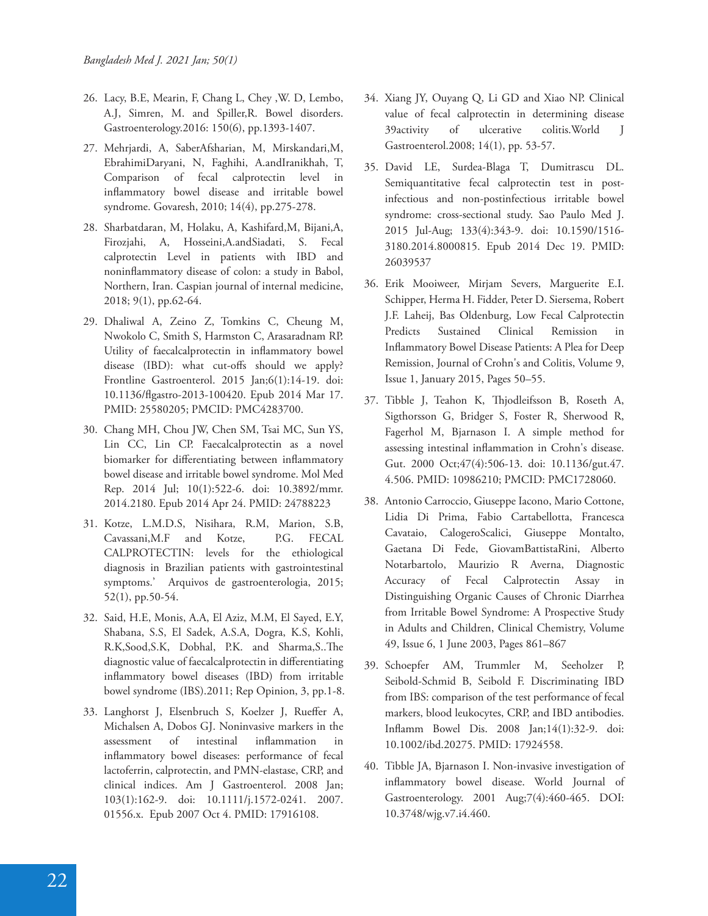26. Lacy, B.E, Mearin, F, Chang L, Chey ,W. D, Lembo, A.J, Simren, M. and Spiller,R. Bowel disorders. Gastroenterology.2016: 150(6), pp.1393-1407.
27. Mehrjardi, A, SaberAfsharian, M, Mirskandari,M, EbrahimiDaryani, N, Faghihi, A.andIranikhah, T, Comparison of fecal calprotectin level in inflammatory bowel disease and irritable bowel syndrome. Govaresh, 2010; 14(4), pp.275-278.
28. Sharbatdaran, M, Holaku, A, Kashifard,M, Bijani,A, Firozjahi, A, Hosseini,A.andSiadati, S. Fecal calprotectin Level in patients with IBD and noninflammatory disease of colon: a study in Babol, Northern, Iran. Caspian journal of internal medicine, 2018; 9(1), pp.62-64.
29. Dhaliwal A, Zeino Z, Tomkins C, Cheung M, Nwokolo C, Smith S, Harmston C, Arasaradnam RP. Utility of faecalcalprotectin in inflammatory bowel disease (IBD): what cut-offs should we apply? Frontline Gastroenterol. 2015 Jan;6(1):14-19. doi: 10.1136/flgastro-2013-100420. Epub 2014 Mar 17. PMID: 25580205; PMCID: PMC4283700.
30. Chang MH, Chou JW, Chen SM, Tsai MC, Sun YS, Lin CC, Lin CP. Faecalcalprotectin as a novel biomarker for differentiating between inflammatory bowel disease and irritable bowel syndrome. Mol Med Rep. 2014 Jul; 10(1):522-6. doi: 10.3892/mmr.2014.2180. Epub 2014 Apr 24. PMID: 24788223
31. Kotze, L.M.D.S, Nisihara, R.M, Marion, S.B, Cavassani,M.F and Kotze, P.G. FECAL CALPROTECTIN: levels for the ethiological diagnosis in Brazilian patients with gastrointestinal symptoms.' Arquivos de gastroenterologia, 2015; 52(1), pp.50-54.
32. Said, H.E, Monis, A.A, El Aziz, M.M, El Sayed, E.Y, Shabana, S.S, El Sadek, A.S.A, Dogra, K.S, Kohli, R.K,Sood,S.K, Dobhal, P.K. and Sharma,S..The diagnostic value of faecalcalprotectin in differentiating inflammatory bowel diseases (IBD) from irritable bowel syndrome (IBS).2011; Rep Opinion, 3, pp.1-8.
33. Langhorst J, Elsenbruch S, Koelzer J, Rueffer A, Michalsen A, Dobos GJ. Noninvasive markers in the assessment of intestinal inflammation in inflammatory bowel diseases: performance of fecal lactoferrin, calprotectin, and PMN-elastase, CRP, and clinical indices. Am J Gastroenterol. 2008 Jan; 103(1):162-9. doi: 10.1111/j.1572-0241. 2007. 01556.x. Epub 2007 Oct 4. PMID: 17916108.
34. Xiang JY, Ouyang Q, Li GD and Xiao NP. Clinical value of fecal calprotectin in determining disease 39activity of ulcerative colitis.World J Gastroenterol.2008; 14(1), pp. 53-57.
35. David LE, Surdea-Blaga T, Dumitrascu DL. Semiquantitative fecal calprotectin test in post-infectious and non-postinfectious irritable bowel syndrome: cross-sectional study. Sao Paulo Med J. 2015 Jul-Aug; 133(4):343-9. doi: 10.1590/1516-3180.2014.8000815. Epub 2014 Dec 19. PMID: 26039537
36. Erik Mooiweer, Mirjam Severs, Marguerite E.I. Schipper, Herma H. Fidder, Peter D. Siersema, Robert J.F. Laheij, Bas Oldenburg, Low Fecal Calprotectin Predicts Sustained Clinical Remission in Inflammatory Bowel Disease Patients: A Plea for Deep Remission, Journal of Crohn's and Colitis, Volume 9, Issue 1, January 2015, Pages 50–55.
37. Tibble J, Teahon K, Thjodleifsson B, Roseth A, Sigthorsson G, Bridger S, Foster R, Sherwood R, Fagerhol M, Bjarnason I. A simple method for assessing intestinal inflammation in Crohn's disease. Gut. 2000 Oct;47(4):506-13. doi: 10.1136/gut.47.4.506. PMID: 10986210; PMCID: PMC1728060.
38. Antonio Carroccio, Giuseppe Iacono, Mario Cottone, Lidia Di Prima, Fabio Cartabellotta, Francesca Cavataio, CalogeroScalici, Giuseppe Montalto, Gaetana Di Fede, GiovamBattistaRini, Alberto Notarbartolo, Maurizio R Averna, Diagnostic Accuracy of Fecal Calprotectin Assay in Distinguishing Organic Causes of Chronic Diarrhea from Irritable Bowel Syndrome: A Prospective Study in Adults and Children, Clinical Chemistry, Volume 49, Issue 6, 1 June 2003, Pages 861–867
39. Schoepfer AM, Trummler M, Seeholzer P, Seibold-Schmid B, Seibold F. Discriminating IBD from IBS: comparison of the test performance of fecal markers, blood leukocytes, CRP, and IBD antibodies. Inflamm Bowel Dis. 2008 Jan;14(1):32-9. doi: 10.1002/ibd.20275. PMID: 17924558.
40. Tibble JA, Bjarnason I. Non-invasive investigation of inflammatory bowel disease. World Journal of Gastroenterology. 2001 Aug;7(4):460-465. DOI: 10.3748/wjg.v7.i4.460.